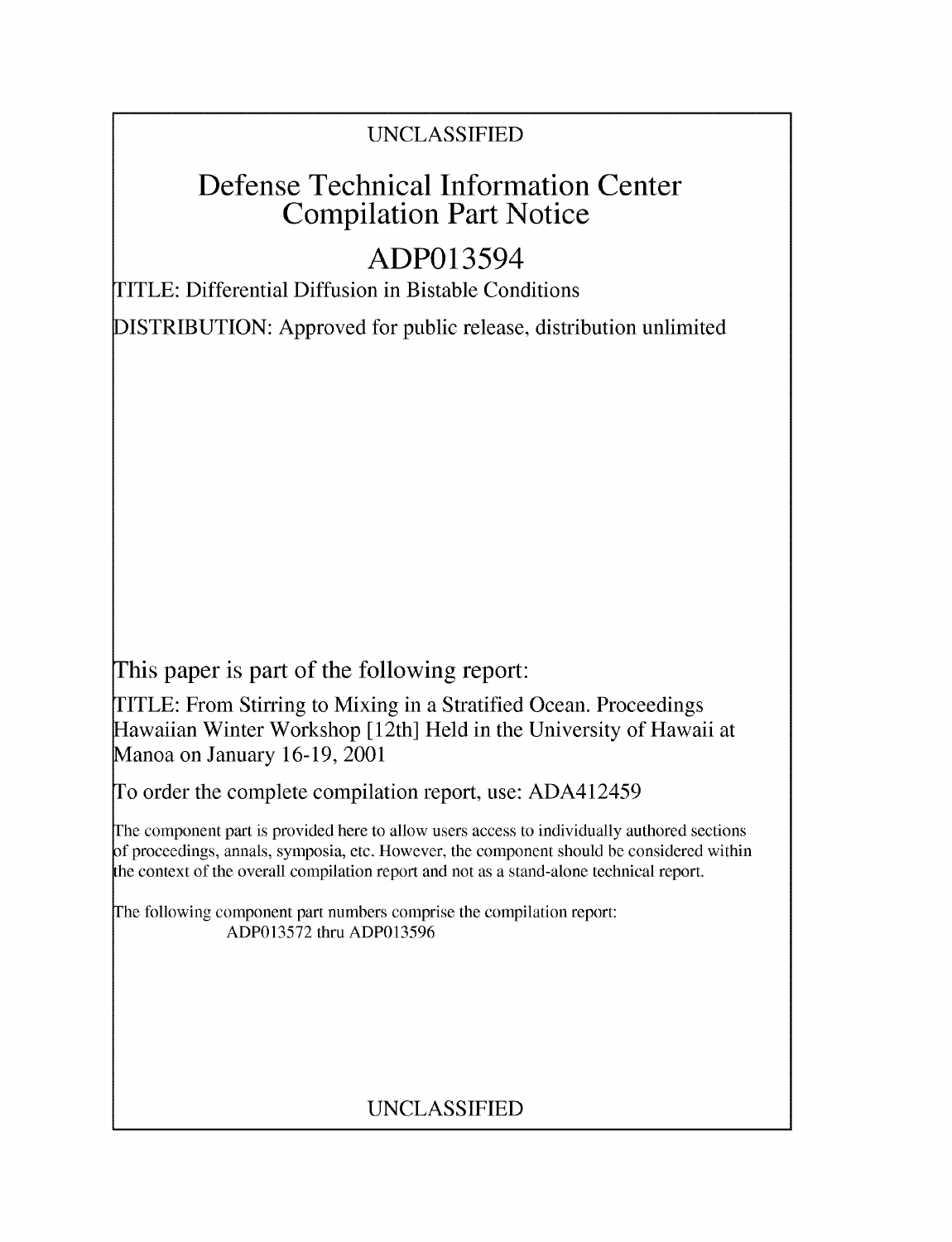UNCLASSIFIED

# Defense Technical Information Center
# Compilation Part Notice

# ADP013594

TITLE: Differential Diffusion in Bistable Conditions

DISTRIBUTION: Approved for public release, distribution unlimited

This paper is part of the following report:

TITLE: From Stirring to Mixing in a Stratified Ocean. Proceedings Hawaiian Winter Workshop [12th] Held in the University of Hawaii at Manoa on January 16-19, 2001

To order the complete compilation report, use: ADA412459

The component part is provided here to allow users access to individually authored sections of proceedings, annals, symposia, etc. However, the component should be considered within the context of the overall compilation report and not as a stand-alone technical report.

The following component part numbers comprise the compilation report:
ADP013572 thru ADP013596

UNCLASSIFIED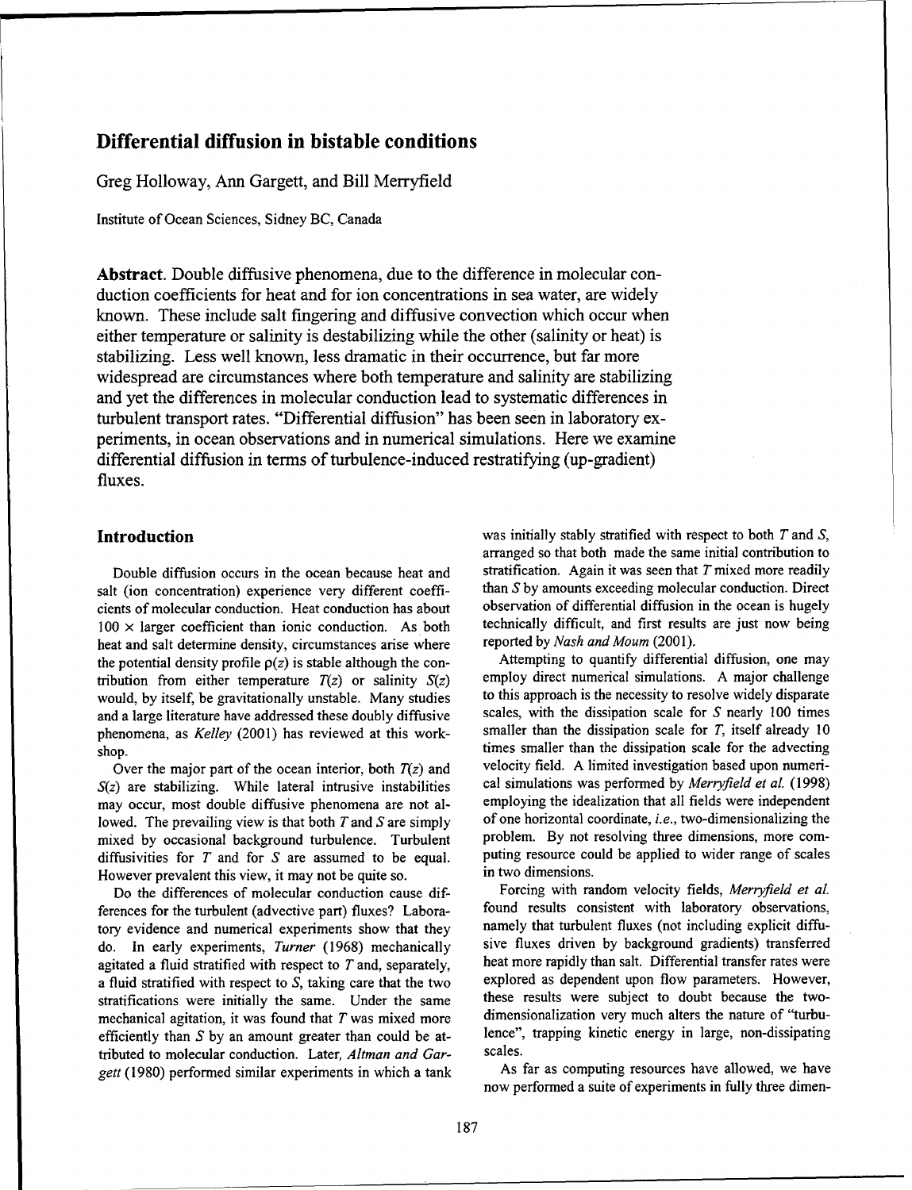# Differential diffusion in bistable conditions

Greg Holloway, Ann Gargett, and Bill Merryfield

Institute of Ocean Sciences, Sidney BC, Canada

**Abstract.** Double diffusive phenomena, due to the difference in molecular conduction coefficients for heat and for ion concentrations in sea water, are widely known. These include salt fingering and diffusive convection which occur when either temperature or salinity is destabilizing while the other (salinity or heat) is stabilizing. Less well known, less dramatic in their occurrence, but far more widespread are circumstances where both temperature and salinity are stabilizing and yet the differences in molecular conduction lead to systematic differences in turbulent transport rates. "Differential diffusion" has been seen in laboratory experiments, in ocean observations and in numerical simulations. Here we examine differential diffusion in terms of turbulence-induced restratifying (up-gradient) fluxes.

## Introduction

Double diffusion occurs in the ocean because heat and salt (ion concentration) experience very different coefficients of molecular conduction. Heat conduction has about $100 \times$ larger coefficient than ionic conduction. As both heat and salt determine density, circumstances arise where the potential density profile $\rho(z)$ is stable although the contribution from either temperature $T(z)$ or salinity $S(z)$ would, by itself, be gravitationally unstable. Many studies and a large literature have addressed these doubly diffusive phenomena, as *Kelley* (2001) has reviewed at this workshop.

Over the major part of the ocean interior, both $T(z)$ and $S(z)$ are stabilizing. While lateral intrusive instabilities may occur, most double diffusive phenomena are not allowed. The prevailing view is that both $T$ and $S$ are simply mixed by occasional background turbulence. Turbulent diffusivities for $T$ and for $S$ are assumed to be equal. However prevalent this view, it may not be quite so.

Do the differences of molecular conduction cause differences for the turbulent (advective part) fluxes? Laboratory evidence and numerical experiments show that they do. In early experiments, *Turner* (1968) mechanically agitated a fluid stratified with respect to $T$ and, separately, a fluid stratified with respect to $S$, taking care that the two stratifications were initially the same. Under the same mechanical agitation, it was found that $T$ was mixed more efficiently than $S$ by an amount greater than could be attributed to molecular conduction. Later, *Altman and Gargett* (1980) performed similar experiments in which a tank was initially stably stratified with respect to both $T$ and $S$, arranged so that both made the same initial contribution to stratification. Again it was seen that $T$ mixed more readily than $S$ by amounts exceeding molecular conduction. Direct observation of differential diffusion in the ocean is hugely technically difficult, and first results are just now being reported by *Nash and Moum* (2001).

Attempting to quantify differential diffusion, one may employ direct numerical simulations. A major challenge to this approach is the necessity to resolve widely disparate scales, with the dissipation scale for $S$ nearly 100 times smaller than the dissipation scale for $T$, itself already 10 times smaller than the dissipation scale for the advecting velocity field. A limited investigation based upon numerical simulations was performed by *Merryfield et al.* (1998) employing the idealization that all fields were independent of one horizontal coordinate, *i.e.*, two-dimensionalizing the problem. By not resolving three dimensions, more computing resource could be applied to wider range of scales in two dimensions.

Forcing with random velocity fields, *Merryfield et al.* found results consistent with laboratory observations, namely that turbulent fluxes (not including explicit diffusive fluxes driven by background gradients) transferred heat more rapidly than salt. Differential transfer rates were explored as dependent upon flow parameters. However, these results were subject to doubt because the two-dimensionalization very much alters the nature of "turbulence", trapping kinetic energy in large, non-dissipating scales.

As far as computing resources have allowed, we have now performed a suite of experiments in fully three dimen-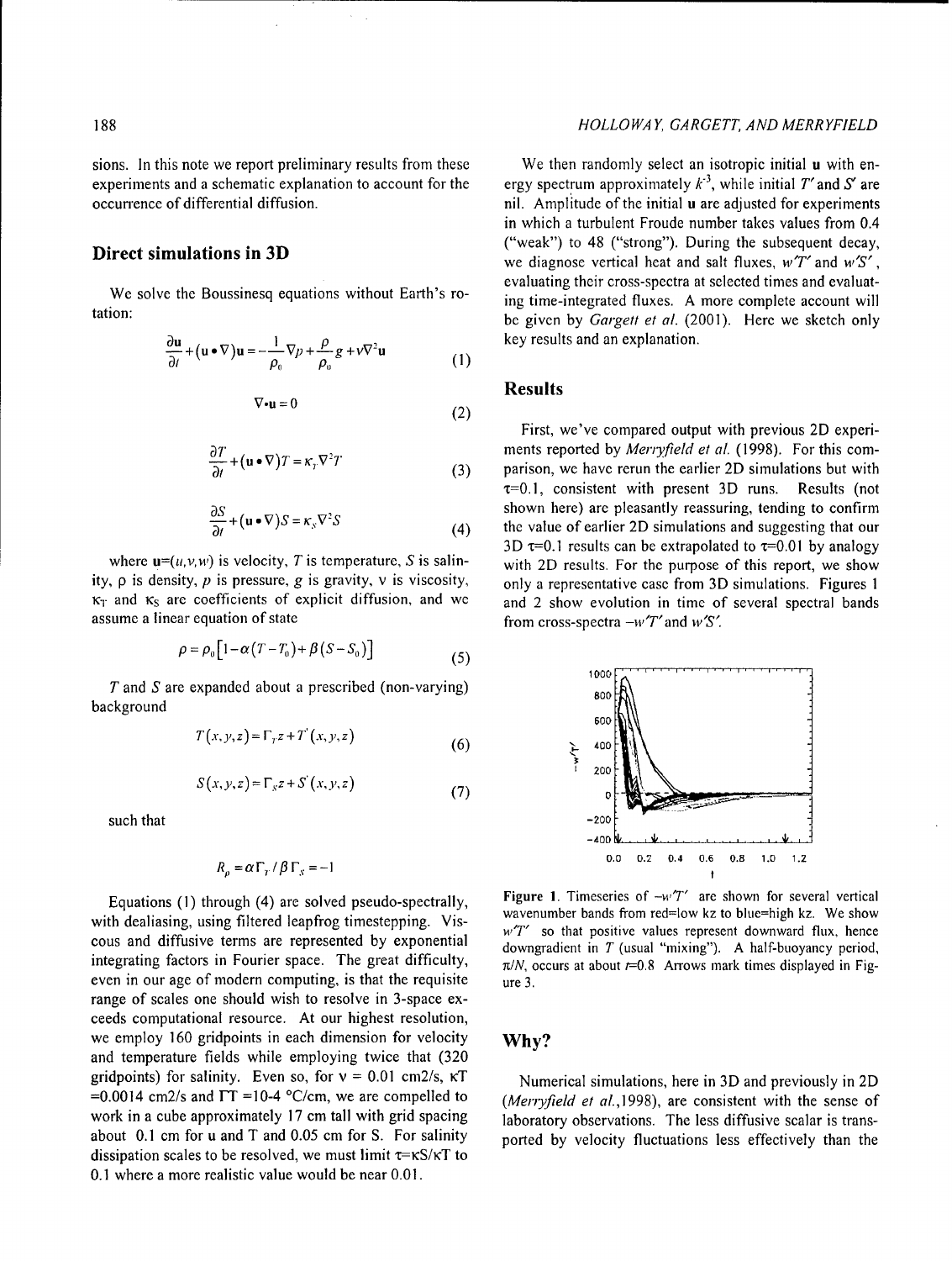sions. In this note we report preliminary results from these experiments and a schematic explanation to account for the occurrence of differential diffusion.

## Direct simulations in 3D

We solve the Boussinesq equations without Earth's rotation:

$$\frac{\partial \mathbf{u}}{\partial t}+(\mathbf{u}\bullet\nabla)\mathbf{u}=-\frac{1}{\rho_0}\nabla p+\frac{\rho}{\rho_0}g+\nu\nabla^2\mathbf{u} \qquad (1)$$

$$\nabla\bullet\mathbf{u}=0 \qquad (2)$$

$$\frac{\partial T}{\partial t}+(\mathbf{u}\bullet\nabla)T=\kappa_T\nabla^2 T \qquad (3)$$

$$\frac{\partial S}{\partial t}+(\mathbf{u}\bullet\nabla)S=\kappa_S\nabla^2 S \qquad (4)$$

where $\mathbf{u}=(u,v,w)$ is velocity, $T$ is temperature, $S$ is salinity, $\rho$ is density, $p$ is pressure, $g$ is gravity, $\nu$ is viscosity, $\kappa_T$ and $\kappa_S$ are coefficients of explicit diffusion, and we assume a linear equation of state

$$\rho=\rho_0\left[1-\alpha(T-T_0)+\beta(S-S_0)\right] \qquad (5)$$

$T$ and $S$ are expanded about a prescribed (non-varying) background

$$T(x,y,z)=\Gamma_T z+T'(x,y,z) \qquad (6)$$

$$S(x,y,z)=\Gamma_S z+S'(x,y,z) \qquad (7)$$

such that

$$R_\rho=\alpha\Gamma_T/\beta\Gamma_S=-1$$

Equations (1) through (4) are solved pseudo-spectrally, with dealiasing, using filtered leapfrog timestepping. Viscous and diffusive terms are represented by exponential integrating factors in Fourier space. The great difficulty, even in our age of modern computing, is that the requisite range of scales one should wish to resolve in 3-space exceeds computational resource. At our highest resolution, we employ 160 gridpoints in each dimension for velocity and temperature fields while employing twice that (320 gridpoints) for salinity. Even so, for $\nu$ = 0.01 cm2/s, $\kappa T$ =0.0014 cm2/s and $\Gamma T$ =10-4 °C/cm, we are compelled to work in a cube approximately 17 cm tall with grid spacing about 0.1 cm for u and T and 0.05 cm for S. For salinity dissipation scales to be resolved, we must limit $\tau=\kappa S/\kappa T$ to 0.1 where a more realistic value would be near 0.01.

We then randomly select an isotropic initial $\mathbf{u}$ with energy spectrum approximately $k^{-3}$, while initial $T'$ and $S'$ are nil. Amplitude of the initial $\mathbf{u}$ are adjusted for experiments in which a turbulent Froude number takes values from 0.4 ("weak") to 48 ("strong"). During the subsequent decay, we diagnose vertical heat and salt fluxes, $w'T'$ and $w'S'$, evaluating their cross-spectra at selected times and evaluating time-integrated fluxes. A more complete account will be given by *Gargett et al.* (2001). Here we sketch only key results and an explanation.

## Results

First, we've compared output with previous 2D experiments reported by *Merryfield et al.* (1998). For this comparison, we have rerun the earlier 2D simulations but with $\tau$=0.1, consistent with present 3D runs. Results (not shown here) are pleasantly reassuring, tending to confirm the value of earlier 2D simulations and suggesting that our 3D $\tau$=0.1 results can be extrapolated to $\tau$=0.01 by analogy with 2D results. For the purpose of this report, we show only a representative case from 3D simulations. Figures 1 and 2 show evolution in time of several spectral bands from cross-spectra $-w'T'$ and $w'S'$.

**Figure 1.** Timeseries of $-w'T'$ are shown for several vertical wavenumber bands from red=low kz to blue=high kz. We show $w'T'$ so that positive values represent downward flux, hence downgradient in $T$ (usual "mixing"). A half-buoyancy period, $\pi/N$, occurs at about $t$=0.8 Arrows mark times displayed in Figure 3.

## Why?

Numerical simulations, here in 3D and previously in 2D (*Merryfield et al.*,1998), are consistent with the sense of laboratory observations. The less diffusive scalar is transported by velocity fluctuations less effectively than the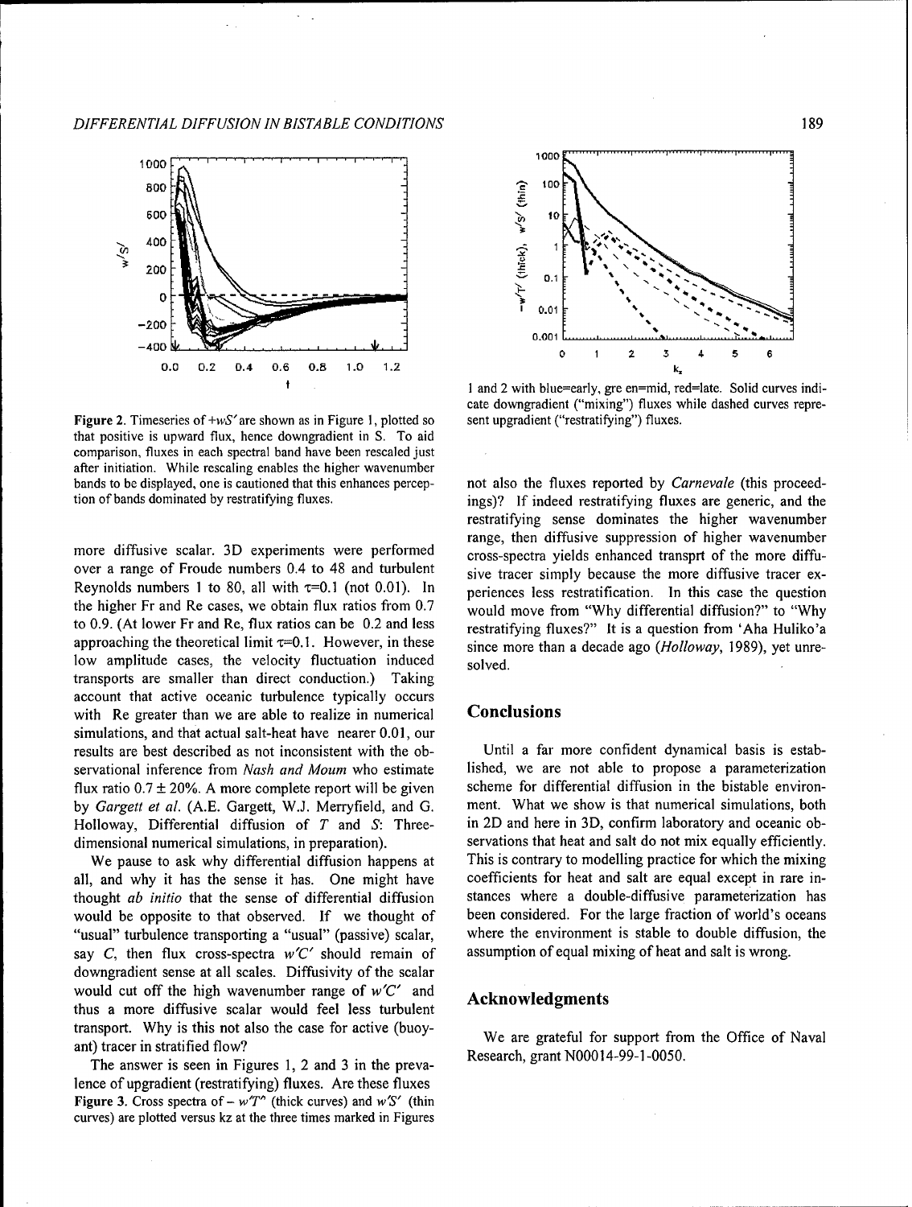Figure 2. Timeseries of $+wS'$ are shown as in Figure 1, plotted so that positive is upward flux, hence downgradient in S. To aid comparison, fluxes in each spectral band have been rescaled just after initiation. While rescaling enables the higher wavenumber bands to be displayed, one is cautioned that this enhances perception of bands dominated by restratifying fluxes.

more diffusive scalar. 3D experiments were performed over a range of Froude numbers 0.4 to 48 and turbulent Reynolds numbers 1 to 80, all with $\tau$=0.1 (not 0.01). In the higher Fr and Re cases, we obtain flux ratios from 0.7 to 0.9. (At lower Fr and Re, flux ratios can be 0.2 and less approaching the theoretical limit $\tau$=0.1. However, in these low amplitude cases, the velocity fluctuation induced transports are smaller than direct conduction.) Taking account that active oceanic turbulence typically occurs with Re greater than we are able to realize in numerical simulations, and that actual salt-heat have nearer 0.01, our results are best described as not inconsistent with the observational inference from *Nash and Moum* who estimate flux ratio 0.7 ± 20%. A more complete report will be given by *Gargett et al.* (A.E. Gargett, W.J. Merryfield, and G. Holloway, Differential diffusion of *T* and *S*: Three-dimensional numerical simulations, in preparation).

We pause to ask why differential diffusion happens at all, and why it has the sense it has. One might have thought *ab initio* that the sense of differential diffusion would be opposite to that observed. If we thought of "usual" turbulence transporting a "usual" (passive) scalar, say *C*, then flux cross-spectra $w'C'$ should remain of downgradient sense at all scales. Diffusivity of the scalar would cut off the high wavenumber range of $w'C'$ and thus a more diffusive scalar would feel less turbulent transport. Why is this not also the case for active (buoyant) tracer in stratified flow?

The answer is seen in Figures 1, 2 and 3 in the prevalence of upgradient (restratifying) fluxes. Are these fluxes not also the fluxes reported by *Carnevale* (this proceedings)? If indeed restratifying fluxes are generic, and the restratifying sense dominates the higher wavenumber range, then diffusive suppression of higher wavenumber cross-spectra yields enhanced transprt of the more diffusive tracer simply because the more diffusive tracer experiences less restratification. In this case the question would move from "Why differential diffusion?" to "Why restratifying fluxes?" It is a question from 'Aha Huliko'a since more than a decade ago (*Holloway*, 1989), yet unresolved.

Figure 3. Cross spectra of $-w'T'$ (thick curves) and $w'S'$ (thin curves) are plotted versus kz at the three times marked in Figures 1 and 2 with blue=early, gre en=mid, red=late. Solid curves indicate downgradient ("mixing") fluxes while dashed curves represent upgradient ("restratifying") fluxes.

## Conclusions

Until a far more confident dynamical basis is established, we are not able to propose a parameterization scheme for differential diffusion in the bistable environment. What we show is that numerical simulations, both in 2D and here in 3D, confirm laboratory and oceanic observations that heat and salt do not mix equally efficiently. This is contrary to modelling practice for which the mixing coefficients for heat and salt are equal except in rare instances where a double-diffusive parameterization has been considered. For the large fraction of world's oceans where the environment is stable to double diffusion, the assumption of equal mixing of heat and salt is wrong.

## Acknowledgments

We are grateful for support from the Office of Naval Research, grant N00014-99-1-0050.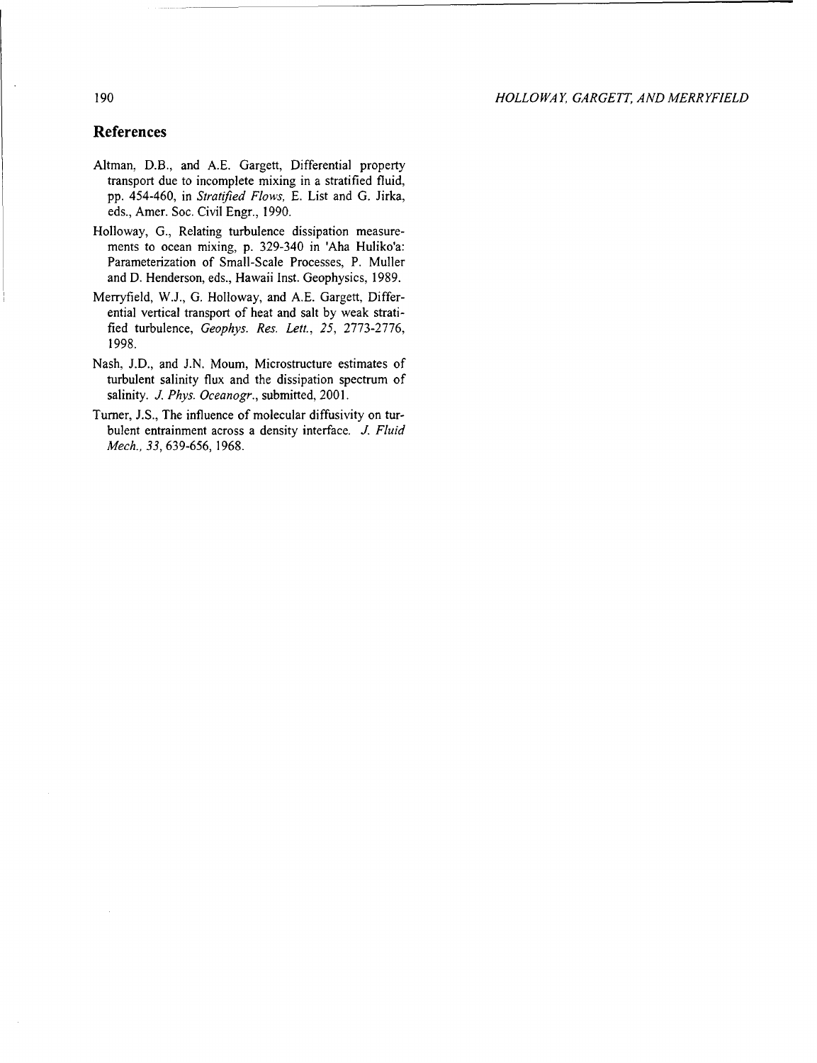## References

Altman, D.B., and A.E. Gargett, Differential property transport due to incomplete mixing in a stratified fluid, pp. 454-460, in *Stratified Flows,* E. List and G. Jirka, eds., Amer. Soc. Civil Engr., 1990.

Holloway, G., Relating turbulence dissipation measurements to ocean mixing, p. 329-340 in 'Aha Huliko'a: Parameterization of Small-Scale Processes, P. Muller and D. Henderson, eds., Hawaii Inst. Geophysics, 1989.

Merryfield, W.J., G. Holloway, and A.E. Gargett, Differential vertical transport of heat and salt by weak stratified turbulence, *Geophys. Res. Lett., 25,* 2773-2776, 1998.

Nash, J.D., and J.N. Moum, Microstructure estimates of turbulent salinity flux and the dissipation spectrum of salinity. *J. Phys. Oceanogr.*, submitted, 2001.

Turner, J.S., The influence of molecular diffusivity on turbulent entrainment across a density interface. *J. Fluid Mech., 33,* 639-656, 1968.